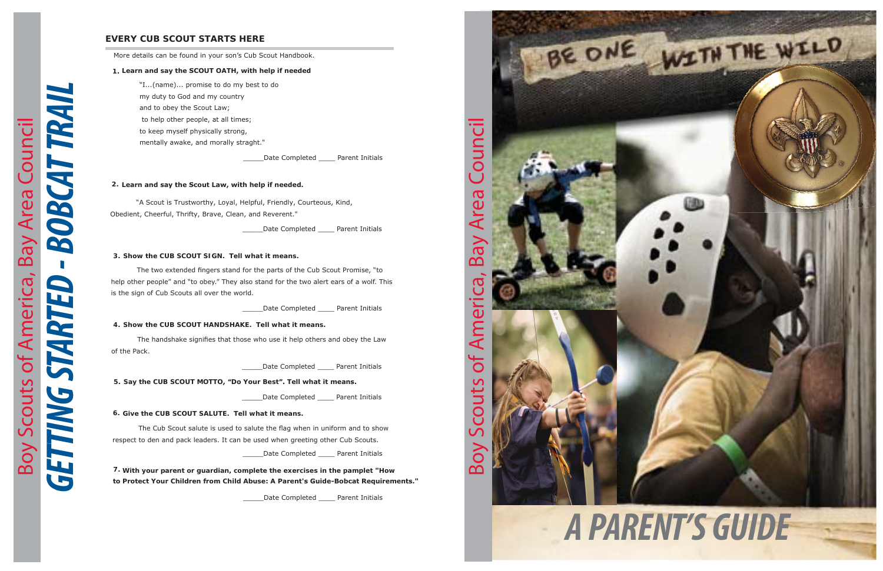Boy Scouts of America, Bay Area Council

# GETTING STARTED - BOBCAT TRAIL

## EVERY CUB SCOUT STARTS HERE

More details can be found in your son's Cub Scout Handbook.

**1. Learn and say the SCOUT OATH, with help if needed**

"I...(name)... promise to do my best to do
my duty to God and my country
and to obey the Scout Law;
to help other people, at all times;
to keep myself physically strong,
mentally awake, and morally straght."

_____Date Completed ____ Parent Initials

**2. Learn and say the Scout Law, with help if needed.**

"A Scout is Trustworthy, Loyal, Helpful, Friendly, Courteous, Kind, Obedient, Cheerful, Thrifty, Brave, Clean, and Reverent."

_____Date Completed ____ Parent Initials

**3. Show the CUB SCOUT SIGN. Tell what it means.**

The two extended fingers stand for the parts of the Cub Scout Promise, "to help other people" and "to obey." They also stand for the two alert ears of a wolf. This is the sign of Cub Scouts all over the world.

_____Date Completed ____ Parent Initials

**4. Show the CUB SCOUT HANDSHAKE. Tell what it means.**

The handshake signifies that those who use it help others and obey the Law of the Pack.

_____Date Completed ____ Parent Initials

**5. Say the CUB SCOUT MOTTO, "Do Your Best". Tell what it means.**

_____Date Completed ____ Parent Initials

**6. Give the CUB SCOUT SALUTE. Tell what it means.**

The Cub Scout salute is used to salute the flag when in uniform and to show respect to den and pack leaders. It can be used when greeting other Cub Scouts.

_____Date Completed ____ Parent Initials

**7. With your parent or guardian, complete the exercises in the pamplet "How to Protect Your Children from Child Abuse: A Parent's Guide-Bobcat Requirements."**

_____Date Completed ____ Parent Initials

Boy Scouts of America, Bay Area Council

BE ONE WITH THE WILD

# A PARENT'S GUIDE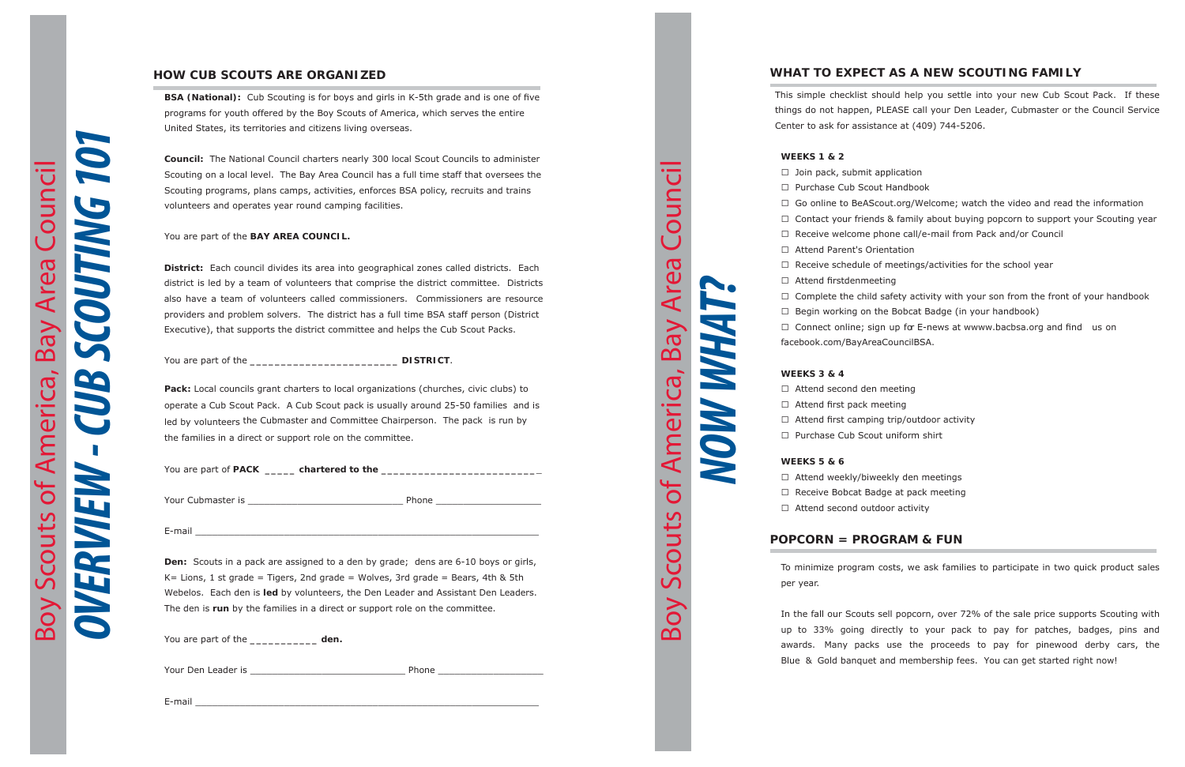Boy Scouts of America, Bay Area Council

# OVERVIEW - CUB SCOUTING 101

## HOW CUB SCOUTS ARE ORGANIZED

**BSA (National):** Cub Scouting is for boys and girls in K-5th grade and is one of five programs for youth offered by the Boy Scouts of America, which serves the entire United States, its territories and citizens living overseas.

**Council:** The National Council charters nearly 300 local Scout Councils to administer Scouting on a local level. The Bay Area Council has a full time staff that oversees the Scouting programs, plans camps, activities, enforces BSA policy, recruits and trains volunteers and operates year round camping facilities.

You are part of the **BAY AREA COUNCIL.**

**District:** Each council divides its area into geographical zones called districts. Each district is led by a team of volunteers that comprise the district committee. Districts also have a team of volunteers called commissioners. Commissioners are resource providers and problem solvers. The district has a full time BSA staff person (District Executive), that supports the district committee and helps the Cub Scout Packs.

You are part of the ________________________ **DISTRICT**.

**Pack:** Local councils grant charters to local organizations (churches, civic clubs) to operate a Cub Scout Pack. A Cub Scout pack is usually around 25-50 families and is led by volunteers the Cubmaster and Committee Chairperson. The pack is run by the families in a direct or support role on the committee.

You are part of **PACK** _____ **chartered to the** __________________________

Your Cubmaster is ____________________________ Phone ___________________

E-mail ______________________________________________________________

**Den:** Scouts in a pack are assigned to a den by grade; dens are 6-10 boys or girls, K= Lions, 1 st grade = Tigers, 2nd grade = Wolves, 3rd grade = Bears, 4th & 5th Webelos. Each den is **led** by volunteers, the Den Leader and Assistant Den Leaders. The den is **run** by the families in a direct or support role on the committee.

You are part of the ___________ **den.**

Your Den Leader is ____________________________ Phone ___________________

E-mail ______________________________________________________________

Boy Scouts of America, Bay Area Council

# NOW WHAT?

## WHAT TO EXPECT AS A NEW SCOUTING FAMILY

This simple checklist should help you settle into your new Cub Scout Pack. If these things do not happen, PLEASE call your Den Leader, Cubmaster or the Council Service Center to ask for assistance at (409) 744-5206.

**WEEKS 1 & 2**

- ☐ Join pack, submit application
- ☐ Purchase Cub Scout Handbook
- ☐ Go online to BeAScout.org/Welcome; watch the video and read the information
- ☐ Contact your friends & family about buying popcorn to support your Scouting year
- ☐ Receive welcome phone call/e-mail from Pack and/or Council
- ☐ Attend Parent's Orientation
- ☐ Receive schedule of meetings/activities for the school year
- ☐ Attend firstdenmeeting
- ☐ Complete the child safety activity with your son from the front of your handbook
- ☐ Begin working on the Bobcat Badge (in your handbook)
- ☐ Connect online; sign up for E-news at wwww.bacbsa.org and find us on facebook.com/BayAreaCouncilBSA.

**WEEKS 3 & 4**

- ☐ Attend second den meeting
- ☐ Attend first pack meeting
- ☐ Attend first camping trip/outdoor activity
- ☐ Purchase Cub Scout uniform shirt

**WEEKS 5 & 6**

- ☐ Attend weekly/biweekly den meetings
- ☐ Receive Bobcat Badge at pack meeting
- ☐ Attend second outdoor activity

## POPCORN = PROGRAM & FUN

To minimize program costs, we ask families to participate in two quick product sales per year.

In the fall our Scouts sell popcorn, over 72% of the sale price supports Scouting with up to 33% going directly to your pack to pay for patches, badges, pins and awards. Many packs use the proceeds to pay for pinewood derby cars, the Blue & Gold banquet and membership fees. You can get started right now!